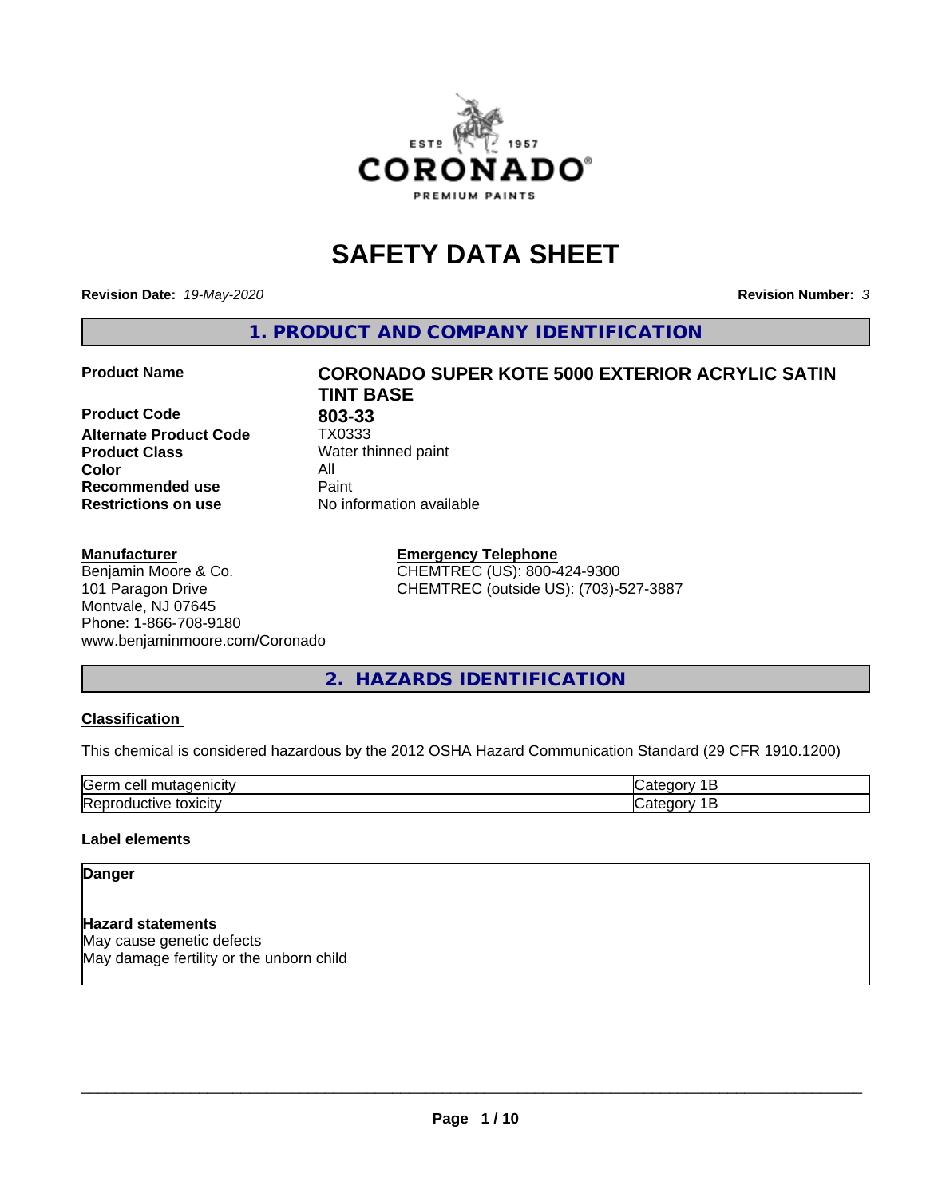# SAFETY DATA SHEET

**Revision Date:** *19-May-2020* **Revision Number:** *3*

## 1. PRODUCT AND COMPANY IDENTIFICATION

**Product Name** **CORONADO SUPER KOTE 5000 EXTERIOR ACRYLIC SATIN TINT BASE**

**Product Code** **803-33**
**Alternate Product Code** TX0333
**Product Class** Water thinned paint
**Color** All
**Recommended use** Paint
**Restrictions on use** No information available

**Manufacturer**
Benjamin Moore & Co.
101 Paragon Drive
Montvale, NJ 07645
Phone: 1-866-708-9180
www.benjaminmoore.com/Coronado

**Emergency Telephone**
CHEMTREC (US): 800-424-9300
CHEMTREC (outside US): (703)-527-3887

## 2. HAZARDS IDENTIFICATION

### Classification

This chemical is considered hazardous by the 2012 OSHA Hazard Communication Standard (29 CFR 1910.1200)

| | |
|---|---|
| Germ cell mutagenicity | Category 1B |
| Reproductive toxicity | Category 1B |

### Label elements

**Danger**

**Hazard statements**
May cause genetic defects
May damage fertility or the unborn child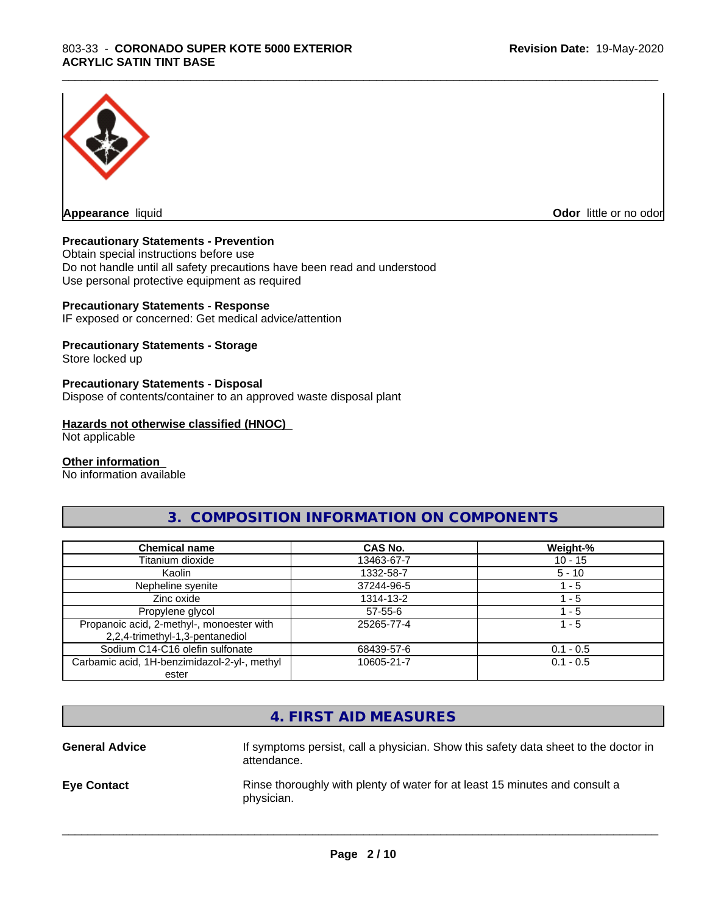**Appearance** liquid

**Odor** little or no odor

**Precautionary Statements - Prevention**
Obtain special instructions before use
Do not handle until all safety precautions have been read and understood
Use personal protective equipment as required

**Precautionary Statements - Response**
IF exposed or concerned: Get medical advice/attention

**Precautionary Statements - Storage**
Store locked up

**Precautionary Statements - Disposal**
Dispose of contents/container to an approved waste disposal plant

**Hazards not otherwise classified (HNOC)**
Not applicable

**Other information**
No information available

## 3. COMPOSITION INFORMATION ON COMPONENTS

| Chemical name | CAS No. | Weight-% |
|---|---|---|
| Titanium dioxide | 13463-67-7 | 10 - 15 |
| Kaolin | 1332-58-7 | 5 - 10 |
| Nepheline syenite | 37244-96-5 | 1 - 5 |
| Zinc oxide | 1314-13-2 | 1 - 5 |
| Propylene glycol | 57-55-6 | 1 - 5 |
| Propanoic acid, 2-methyl-, monoester with 2,2,4-trimethyl-1,3-pentanediol | 25265-77-4 | 1 - 5 |
| Sodium C14-C16 olefin sulfonate | 68439-57-6 | 0.1 - 0.5 |
| Carbamic acid, 1H-benzimidazol-2-yl-, methyl ester | 10605-21-7 | 0.1 - 0.5 |

## 4. FIRST AID MEASURES

**General Advice** If symptoms persist, call a physician. Show this safety data sheet to the doctor in attendance.

**Eye Contact** Rinse thoroughly with plenty of water for at least 15 minutes and consult a physician.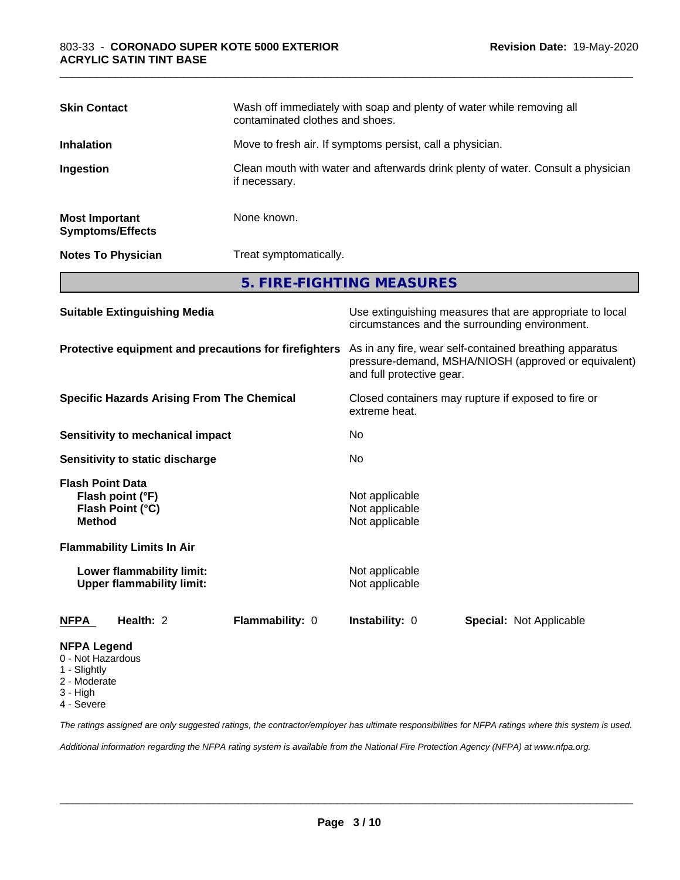| | |
|---|---|
| **Skin Contact** | Wash off immediately with soap and plenty of water while removing all contaminated clothes and shoes. |
| **Inhalation** | Move to fresh air. If symptoms persist, call a physician. |
| **Ingestion** | Clean mouth with water and afterwards drink plenty of water. Consult a physician if necessary. |
| **Most Important Symptoms/Effects** | None known. |
| **Notes To Physician** | Treat symptomatically. |

## 5. FIRE-FIGHTING MEASURES

| | |
|---|---|
| **Suitable Extinguishing Media** | Use extinguishing measures that are appropriate to local circumstances and the surrounding environment. |
| **Protective equipment and precautions for firefighters** | As in any fire, wear self-contained breathing apparatus pressure-demand, MSHA/NIOSH (approved or equivalent) and full protective gear. |
| **Specific Hazards Arising From The Chemical** | Closed containers may rupture if exposed to fire or extreme heat. |
| **Sensitivity to mechanical impact** | No |
| **Sensitivity to static discharge** | No |

**Flash Point Data**

| | |
|---|---|
| **Flash point (°F)** | Not applicable |
| **Flash Point (°C)** | Not applicable |
| **Method** | Not applicable |

**Flammability Limits In Air**

| | |
|---|---|
| **Lower flammability limit:** | Not applicable |
| **Upper flammability limit:** | Not applicable |

| **NFPA** | **Health:** 2 | **Flammability:** 0 | **Instability:** 0 | **Special:** Not Applicable |
|---|---|---|---|---|

**NFPA Legend**
- 0 - Not Hazardous
- 1 - Slightly
- 2 - Moderate
- 3 - High
- 4 - Severe

*The ratings assigned are only suggested ratings, the contractor/employer has ultimate responsibilities for NFPA ratings where this system is used.*

*Additional information regarding the NFPA rating system is available from the National Fire Protection Agency (NFPA) at www.nfpa.org.*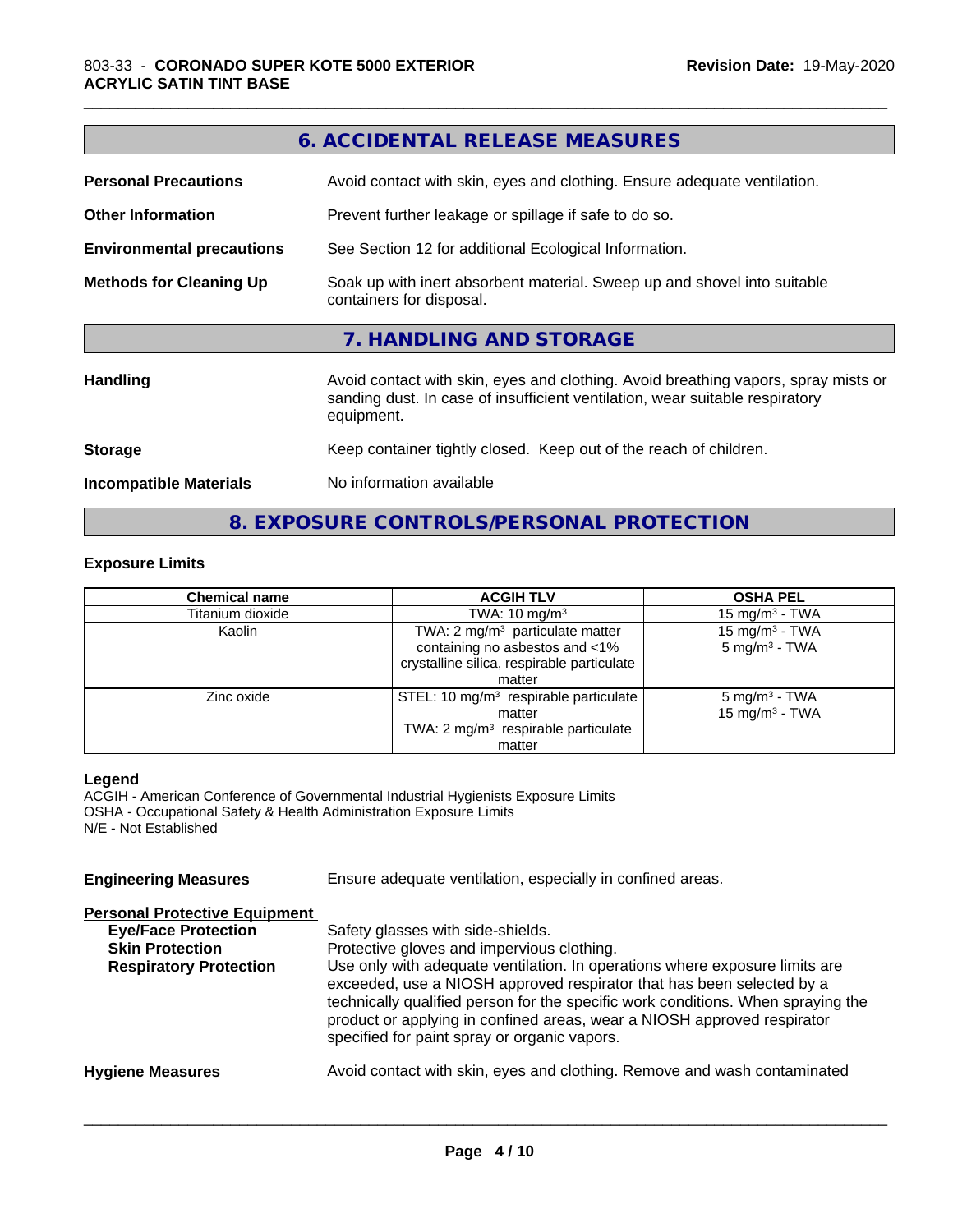## 6. ACCIDENTAL RELEASE MEASURES

**Personal Precautions** Avoid contact with skin, eyes and clothing. Ensure adequate ventilation.

**Other Information** Prevent further leakage or spillage if safe to do so.

**Environmental precautions** See Section 12 for additional Ecological Information.

**Methods for Cleaning Up** Soak up with inert absorbent material. Sweep up and shovel into suitable containers for disposal.

## 7. HANDLING AND STORAGE

**Handling** Avoid contact with skin, eyes and clothing. Avoid breathing vapors, spray mists or sanding dust. In case of insufficient ventilation, wear suitable respiratory equipment.

**Storage** Keep container tightly closed. Keep out of the reach of children.

**Incompatible Materials** No information available

## 8. EXPOSURE CONTROLS/PERSONAL PROTECTION

### Exposure Limits

| Chemical name | ACGIH TLV | OSHA PEL |
|---|---|---|
| Titanium dioxide | TWA: 10 mg/m³ | 15 mg/m³ - TWA |
| Kaolin | TWA: 2 mg/m³ particulate matter containing no asbestos and <1% crystalline silica, respirable particulate matter | 15 mg/m³ - TWA<br>5 mg/m³ - TWA |
| Zinc oxide | STEL: 10 mg/m³ respirable particulate matter<br>TWA: 2 mg/m³ respirable particulate matter | 5 mg/m³ - TWA<br>15 mg/m³ - TWA |

**Legend**
ACGIH - American Conference of Governmental Industrial Hygienists Exposure Limits
OSHA - Occupational Safety & Health Administration Exposure Limits
N/E - Not Established

**Engineering Measures** Ensure adequate ventilation, especially in confined areas.

**Personal Protective Equipment**

**Eye/Face Protection** Safety glasses with side-shields.

**Skin Protection** Protective gloves and impervious clothing.

**Respiratory Protection** Use only with adequate ventilation. In operations where exposure limits are exceeded, use a NIOSH approved respirator that has been selected by a technically qualified person for the specific work conditions. When spraying the product or applying in confined areas, wear a NIOSH approved respirator specified for paint spray or organic vapors.

**Hygiene Measures** Avoid contact with skin, eyes and clothing. Remove and wash contaminated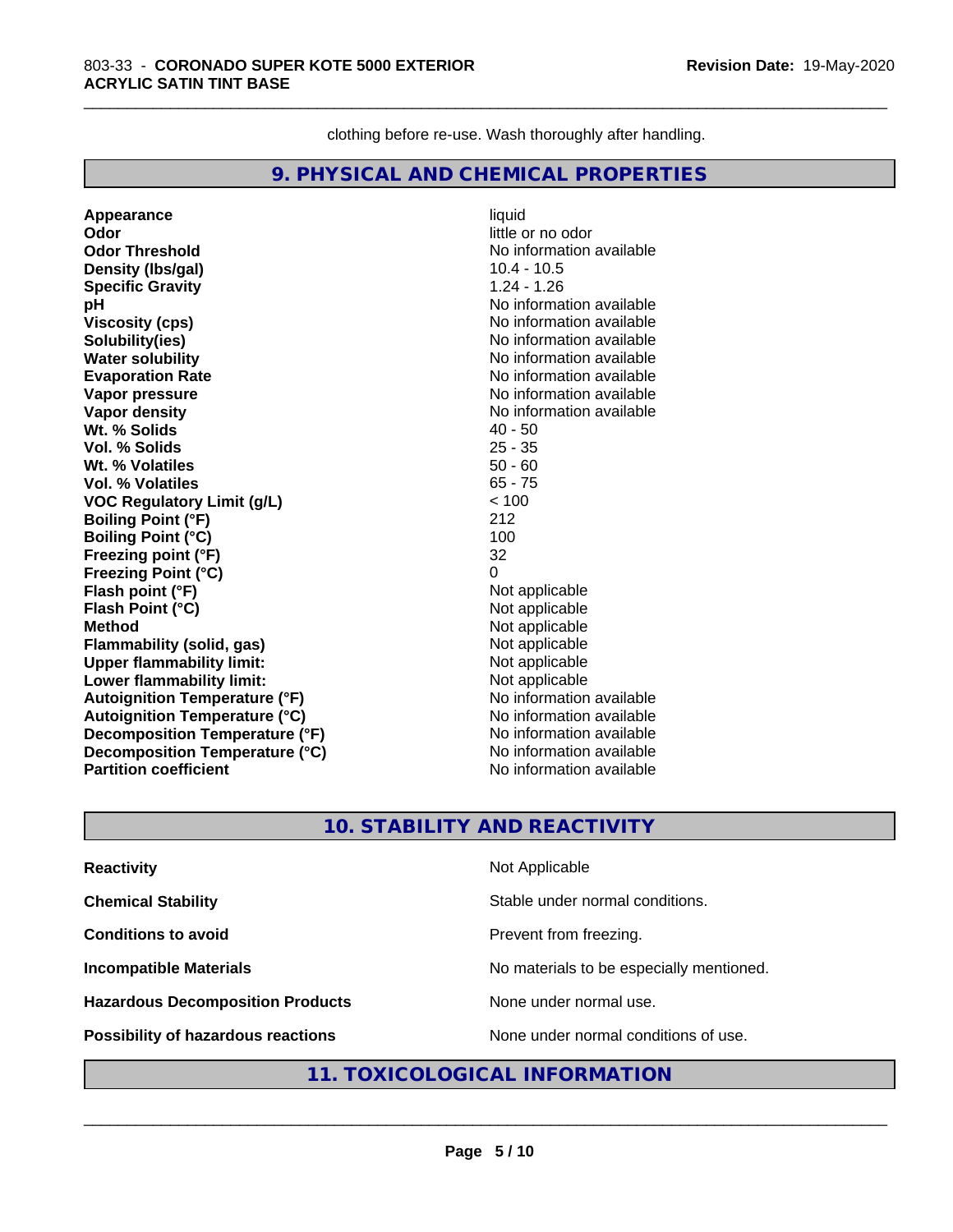clothing before re-use. Wash thoroughly after handling.

## 9. PHYSICAL AND CHEMICAL PROPERTIES

| | |
|---|---|
| **Appearance** | liquid |
| **Odor** | little or no odor |
| **Odor Threshold** | No information available |
| **Density (lbs/gal)** | 10.4 - 10.5 |
| **Specific Gravity** | 1.24 - 1.26 |
| **pH** | No information available |
| **Viscosity (cps)** | No information available |
| **Solubility(ies)** | No information available |
| **Water solubility** | No information available |
| **Evaporation Rate** | No information available |
| **Vapor pressure** | No information available |
| **Vapor density** | No information available |
| **Wt. % Solids** | 40 - 50 |
| **Vol. % Solids** | 25 - 35 |
| **Wt. % Volatiles** | 50 - 60 |
| **Vol. % Volatiles** | 65 - 75 |
| **VOC Regulatory Limit (g/L)** | < 100 |
| **Boiling Point (°F)** | 212 |
| **Boiling Point (°C)** | 100 |
| **Freezing point (°F)** | 32 |
| **Freezing Point (°C)** | 0 |
| **Flash point (°F)** | Not applicable |
| **Flash Point (°C)** | Not applicable |
| **Method** | Not applicable |
| **Flammability (solid, gas)** | Not applicable |
| **Upper flammability limit:** | Not applicable |
| **Lower flammability limit:** | Not applicable |
| **Autoignition Temperature (°F)** | No information available |
| **Autoignition Temperature (°C)** | No information available |
| **Decomposition Temperature (°F)** | No information available |
| **Decomposition Temperature (°C)** | No information available |
| **Partition coefficient** | No information available |

## 10. STABILITY AND REACTIVITY

| | |
|---|---|
| **Reactivity** | Not Applicable |
| **Chemical Stability** | Stable under normal conditions. |
| **Conditions to avoid** | Prevent from freezing. |
| **Incompatible Materials** | No materials to be especially mentioned. |
| **Hazardous Decomposition Products** | None under normal use. |
| **Possibility of hazardous reactions** | None under normal conditions of use. |

## 11. TOXICOLOGICAL INFORMATION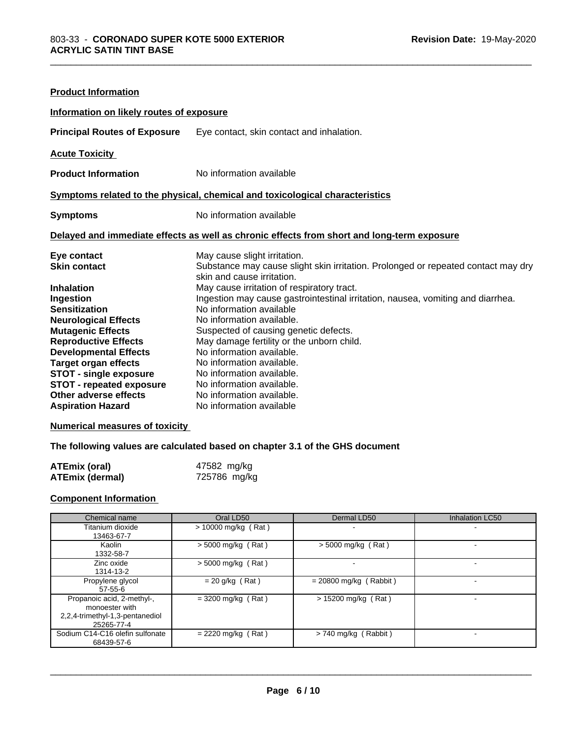**Product Information**

**Information on likely routes of exposure**

**Principal Routes of Exposure** Eye contact, skin contact and inhalation.

**Acute Toxicity**

**Product Information** No information available

**Symptoms related to the physical, chemical and toxicological characteristics**

**Symptoms** No information available

**Delayed and immediate effects as well as chronic effects from short and long-term exposure**

**Eye contact** May cause slight irritation.
**Skin contact** Substance may cause slight skin irritation. Prolonged or repeated contact may dry skin and cause irritation.
**Inhalation** May cause irritation of respiratory tract.
**Ingestion** Ingestion may cause gastrointestinal irritation, nausea, vomiting and diarrhea.
**Sensitization** No information available
**Neurological Effects** No information available.
**Mutagenic Effects** Suspected of causing genetic defects.
**Reproductive Effects** May damage fertility or the unborn child.
**Developmental Effects** No information available.
**Target organ effects** No information available.
**STOT - single exposure** No information available.
**STOT - repeated exposure** No information available.
**Other adverse effects** No information available.
**Aspiration Hazard** No information available

**Numerical measures of toxicity**

**The following values are calculated based on chapter 3.1 of the GHS document**

**ATEmix (oral)** 47582 mg/kg
**ATEmix (dermal)** 725786 mg/kg

**Component Information**

| Chemical name | Oral LD50 | Dermal LD50 | Inhalation LC50 |
|---|---|---|---|
| Titanium dioxide 13463-67-7 | > 10000 mg/kg ( Rat ) | - | - |
| Kaolin 1332-58-7 | > 5000 mg/kg ( Rat ) | > 5000 mg/kg ( Rat ) | - |
| Zinc oxide 1314-13-2 | > 5000 mg/kg ( Rat ) | - | - |
| Propylene glycol 57-55-6 | = 20 g/kg ( Rat ) | = 20800 mg/kg ( Rabbit ) | - |
| Propanoic acid, 2-methyl-, monoester with 2,2,4-trimethyl-1,3-pentanediol 25265-77-4 | = 3200 mg/kg ( Rat ) | > 15200 mg/kg ( Rat ) | - |
| Sodium C14-C16 olefin sulfonate 68439-57-6 | = 2220 mg/kg ( Rat ) | > 740 mg/kg ( Rabbit ) | - |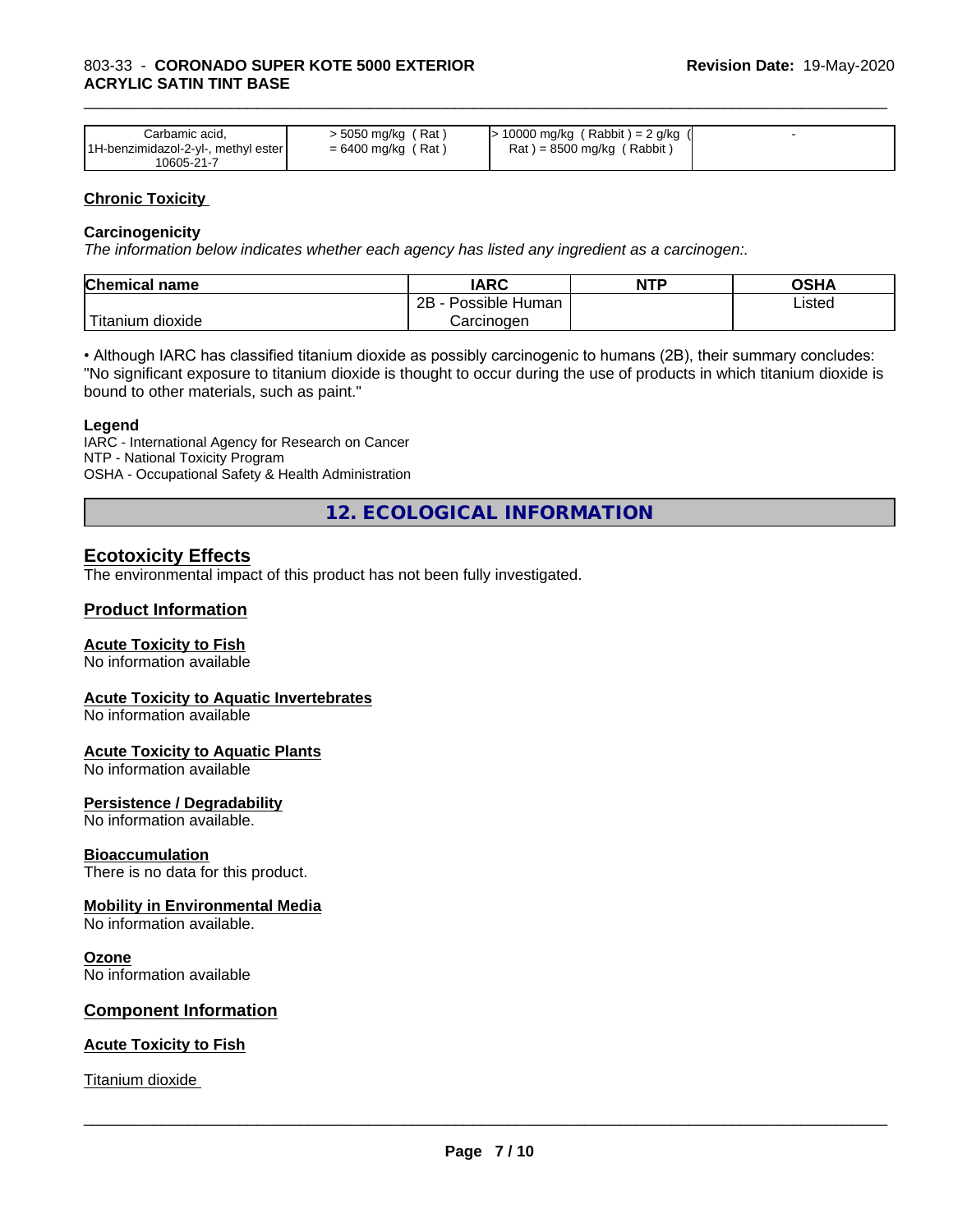| Carbamic acid, 1H-benzimidazol-2-yl-, methyl ester 10605-21-7 | > 5050 mg/kg ( Rat ) = 6400 mg/kg ( Rat ) | > 10000 mg/kg ( Rabbit ) = 2 g/kg ( Rat ) = 8500 mg/kg ( Rabbit ) | - |
|---|---|---|---|

## Chronic Toxicity

### Carcinogenicity

*The information below indicates whether each agency has listed any ingredient as a carcinogen:.*

| Chemical name | IARC | NTP | OSHA |
|---|---|---|---|
| Titanium dioxide | 2B - Possible Human Carcinogen | | Listed |

• Although IARC has classified titanium dioxide as possibly carcinogenic to humans (2B), their summary concludes: "No significant exposure to titanium dioxide is thought to occur during the use of products in which titanium dioxide is bound to other materials, such as paint."

### Legend

IARC - International Agency for Research on Cancer
NTP - National Toxicity Program
OSHA - Occupational Safety & Health Administration

# 12. ECOLOGICAL INFORMATION

## Ecotoxicity Effects

The environmental impact of this product has not been fully investigated.

## Product Information

### Acute Toxicity to Fish

No information available

### Acute Toxicity to Aquatic Invertebrates

No information available

### Acute Toxicity to Aquatic Plants

No information available

### Persistence / Degradability

No information available.

### Bioaccumulation

There is no data for this product.

### Mobility in Environmental Media

No information available.

### Ozone

No information available

## Component Information

### Acute Toxicity to Fish

Titanium dioxide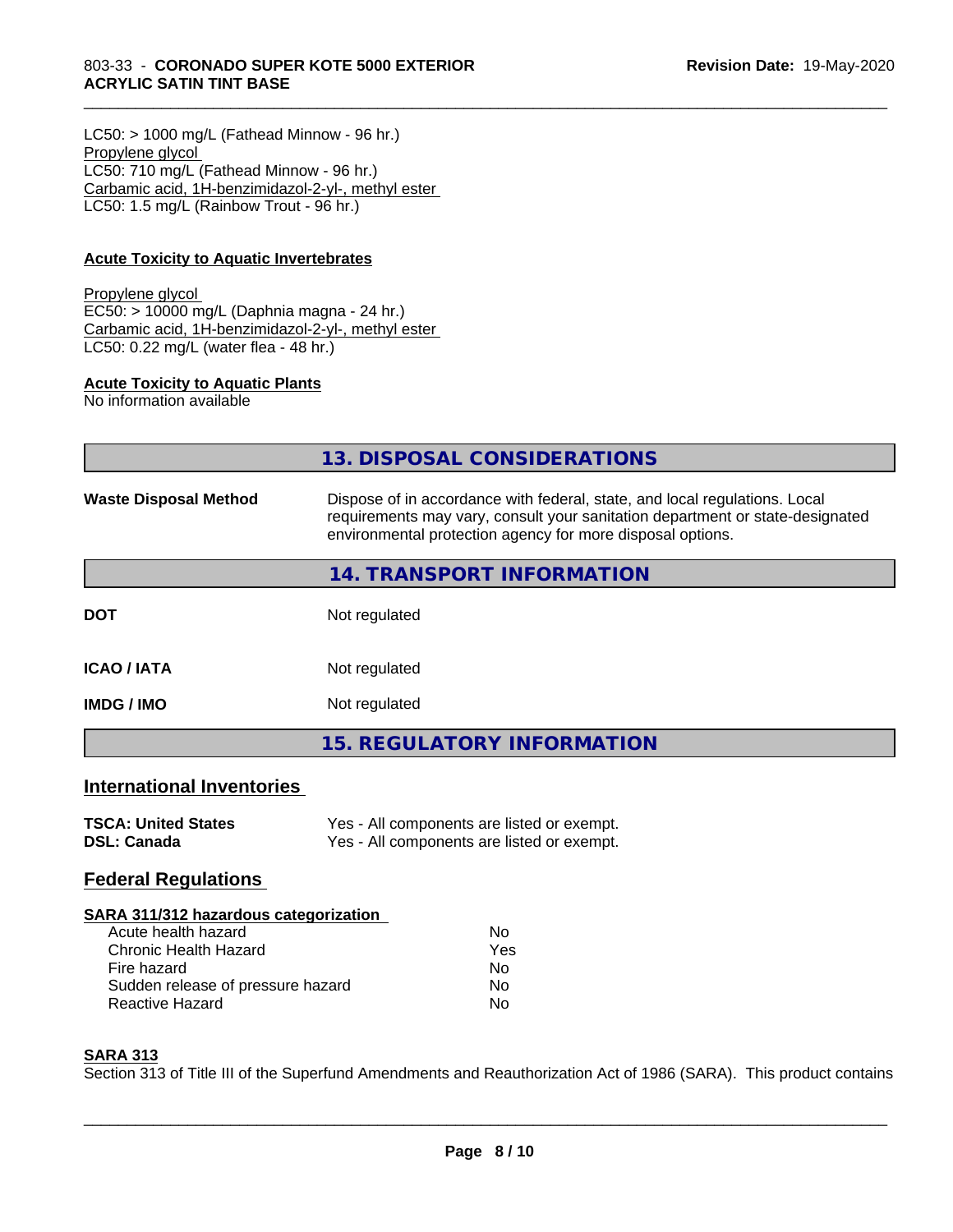LC50: > 1000 mg/L (Fathead Minnow - 96 hr.)
Propylene glycol
LC50: 710 mg/L (Fathead Minnow - 96 hr.)
Carbamic acid, 1H-benzimidazol-2-yl-, methyl ester
LC50: 1.5 mg/L (Rainbow Trout - 96 hr.)

**Acute Toxicity to Aquatic Invertebrates**

Propylene glycol
EC50: > 10000 mg/L (Daphnia magna - 24 hr.)
Carbamic acid, 1H-benzimidazol-2-yl-, methyl ester
LC50: 0.22 mg/L (water flea - 48 hr.)

**Acute Toxicity to Aquatic Plants**
No information available

## 13. DISPOSAL CONSIDERATIONS

**Waste Disposal Method** Dispose of in accordance with federal, state, and local regulations. Local requirements may vary, consult your sanitation department or state-designated environmental protection agency for more disposal options.

## 14. TRANSPORT INFORMATION

| | |
|---|---|
| **DOT** | Not regulated |
| **ICAO / IATA** | Not regulated |
| **IMDG / IMO** | Not regulated |

## 15. REGULATORY INFORMATION

### International Inventories

| | |
|---|---|
| **TSCA: United States** | Yes - All components are listed or exempt. |
| **DSL: Canada** | Yes - All components are listed or exempt. |

### Federal Regulations

**SARA 311/312 hazardous categorization**

| | |
|---|---|
| Acute health hazard | No |
| Chronic Health Hazard | Yes |
| Fire hazard | No |
| Sudden release of pressure hazard | No |
| Reactive Hazard | No |

**SARA 313**
Section 313 of Title III of the Superfund Amendments and Reauthorization Act of 1986 (SARA). This product contains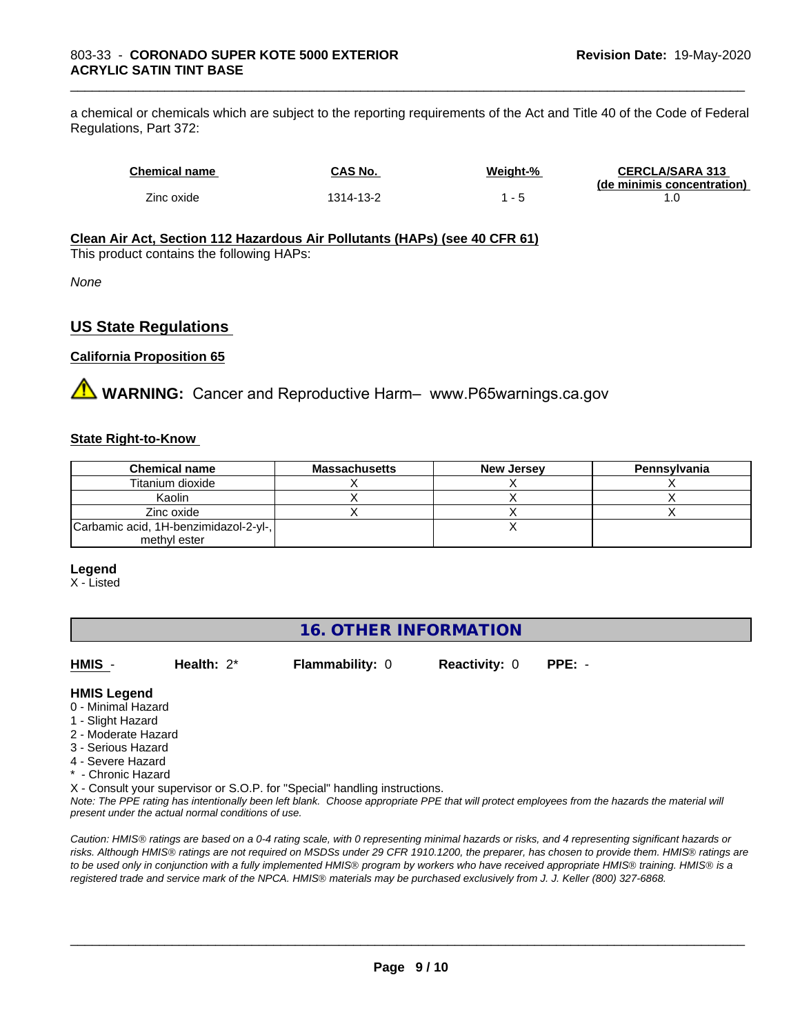a chemical or chemicals which are subject to the reporting requirements of the Act and Title 40 of the Code of Federal Regulations, Part 372:

| Chemical name | CAS No. | Weight-% | CERCLA/SARA 313 (de minimis concentration) |
|---|---|---|---|
| Zinc oxide | 1314-13-2 | 1 - 5 | 1.0 |

**Clean Air Act, Section 112 Hazardous Air Pollutants (HAPs) (see 40 CFR 61)**

This product contains the following HAPs:

*None*

## US State Regulations

**California Proposition 65**

⚠ **WARNING:** Cancer and Reproductive Harm– www.P65warnings.ca.gov

**State Right-to-Know**

| Chemical name | Massachusetts | New Jersey | Pennsylvania |
|---|---|---|---|
| Titanium dioxide | X | X | X |
| Kaolin | X | X | X |
| Zinc oxide | X | X | X |
| Carbamic acid, 1H-benzimidazol-2-yl-, methyl ester | | X | |

**Legend**

X - Listed

## 16. OTHER INFORMATION

**HMIS** - **Health:** 2* **Flammability:** 0 **Reactivity:** 0 **PPE:** -

**HMIS Legend**

0 - Minimal Hazard
1 - Slight Hazard
2 - Moderate Hazard
3 - Serious Hazard
4 - Severe Hazard
* - Chronic Hazard
X - Consult your supervisor or S.O.P. for "Special" handling instructions.

*Note: The PPE rating has intentionally been left blank. Choose appropriate PPE that will protect employees from the hazards the material will present under the actual normal conditions of use.*

*Caution: HMIS® ratings are based on a 0-4 rating scale, with 0 representing minimal hazards or risks, and 4 representing significant hazards or risks. Although HMIS® ratings are not required on MSDSs under 29 CFR 1910.1200, the preparer, has chosen to provide them. HMIS® ratings are to be used only in conjunction with a fully implemented HMIS® program by workers who have received appropriate HMIS® training. HMIS® is a registered trade and service mark of the NPCA. HMIS® materials may be purchased exclusively from J. J. Keller (800) 327-6868.*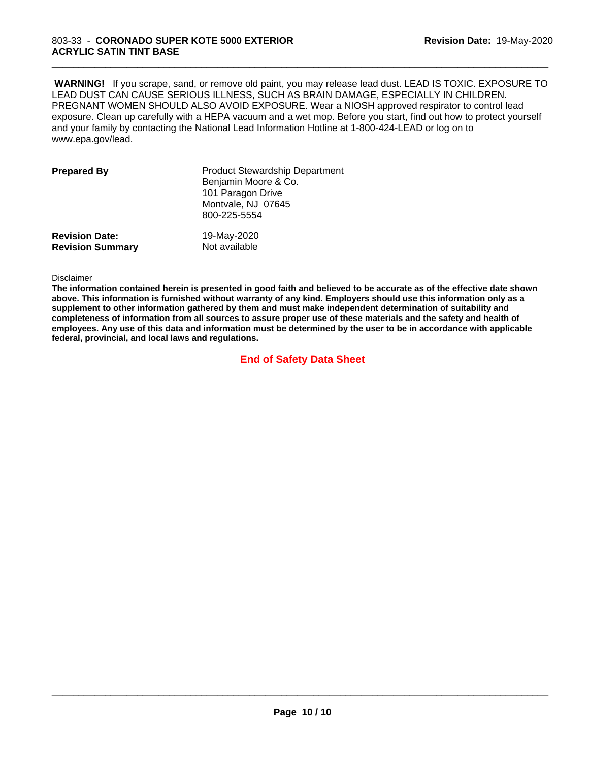**WARNING!** If you scrape, sand, or remove old paint, you may release lead dust. LEAD IS TOXIC. EXPOSURE TO LEAD DUST CAN CAUSE SERIOUS ILLNESS, SUCH AS BRAIN DAMAGE, ESPECIALLY IN CHILDREN. PREGNANT WOMEN SHOULD ALSO AVOID EXPOSURE. Wear a NIOSH approved respirator to control lead exposure. Clean up carefully with a HEPA vacuum and a wet mop. Before you start, find out how to protect yourself and your family by contacting the National Lead Information Hotline at 1-800-424-LEAD or log on to www.epa.gov/lead.

| | |
|---|---|
| **Prepared By** | Product Stewardship Department<br>Benjamin Moore & Co.<br>101 Paragon Drive<br>Montvale, NJ 07645<br>800-225-5554 |
| **Revision Date:** | 19-May-2020 |
| **Revision Summary** | Not available |

Disclaimer

**The information contained herein is presented in good faith and believed to be accurate as of the effective date shown above. This information is furnished without warranty of any kind. Employers should use this information only as a supplement to other information gathered by them and must make independent determination of suitability and completeness of information from all sources to assure proper use of these materials and the safety and health of employees. Any use of this data and information must be determined by the user to be in accordance with applicable federal, provincial, and local laws and regulations.**

**End of Safety Data Sheet**